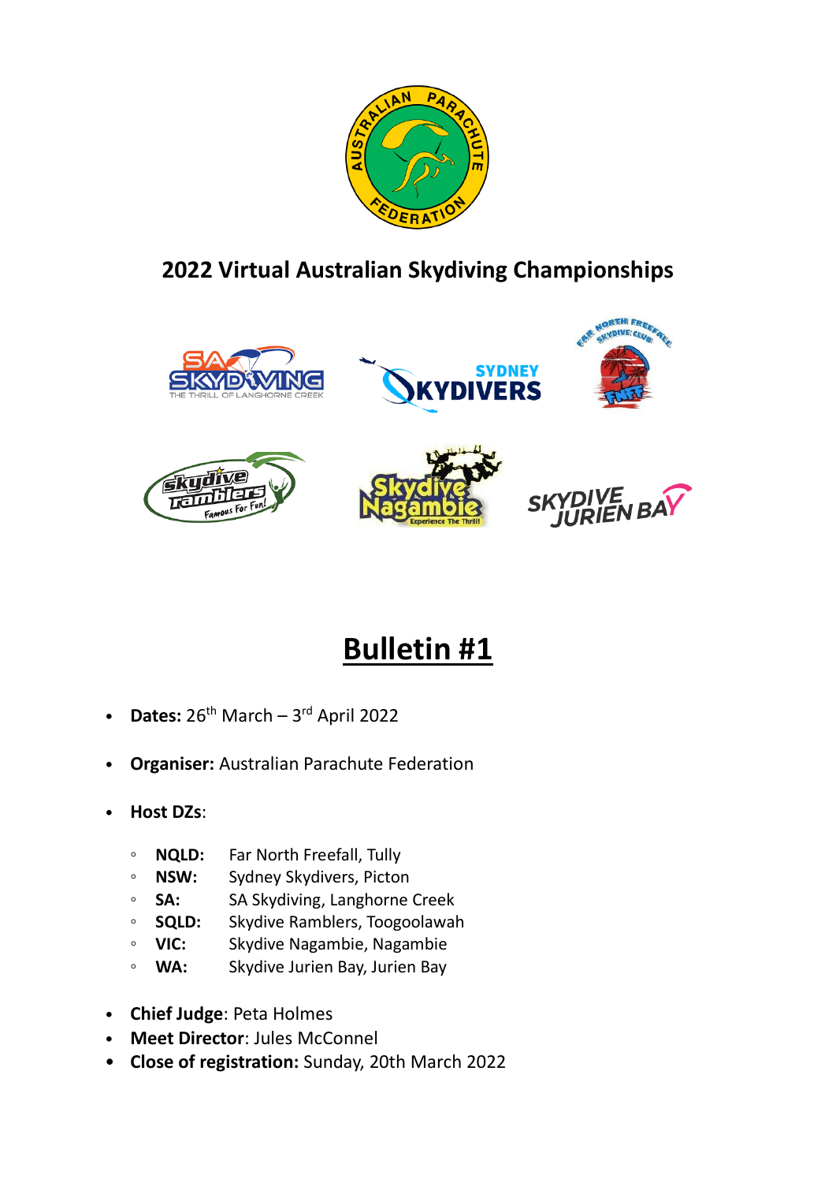## 2022 Virtual Australian Skydiving Championships

# Bulletin #1

- **Dates:** 26th March – 3rd April 2022
- **Organiser:** Australian Parachute Federation
- **Host DZs**:
  - **NQLD:** Far North Freefall, Tully
  - **NSW:** Sydney Skydivers, Picton
  - **SA:** SA Skydiving, Langhorne Creek
  - **SQLD:** Skydive Ramblers, Toogoolawah
  - **VIC:** Skydive Nagambie, Nagambie
  - **WA:** Skydive Jurien Bay, Jurien Bay
- **Chief Judge**: Peta Holmes
- **Meet Director**: Jules McConnel
- **Close of registration:** Sunday, 20th March 2022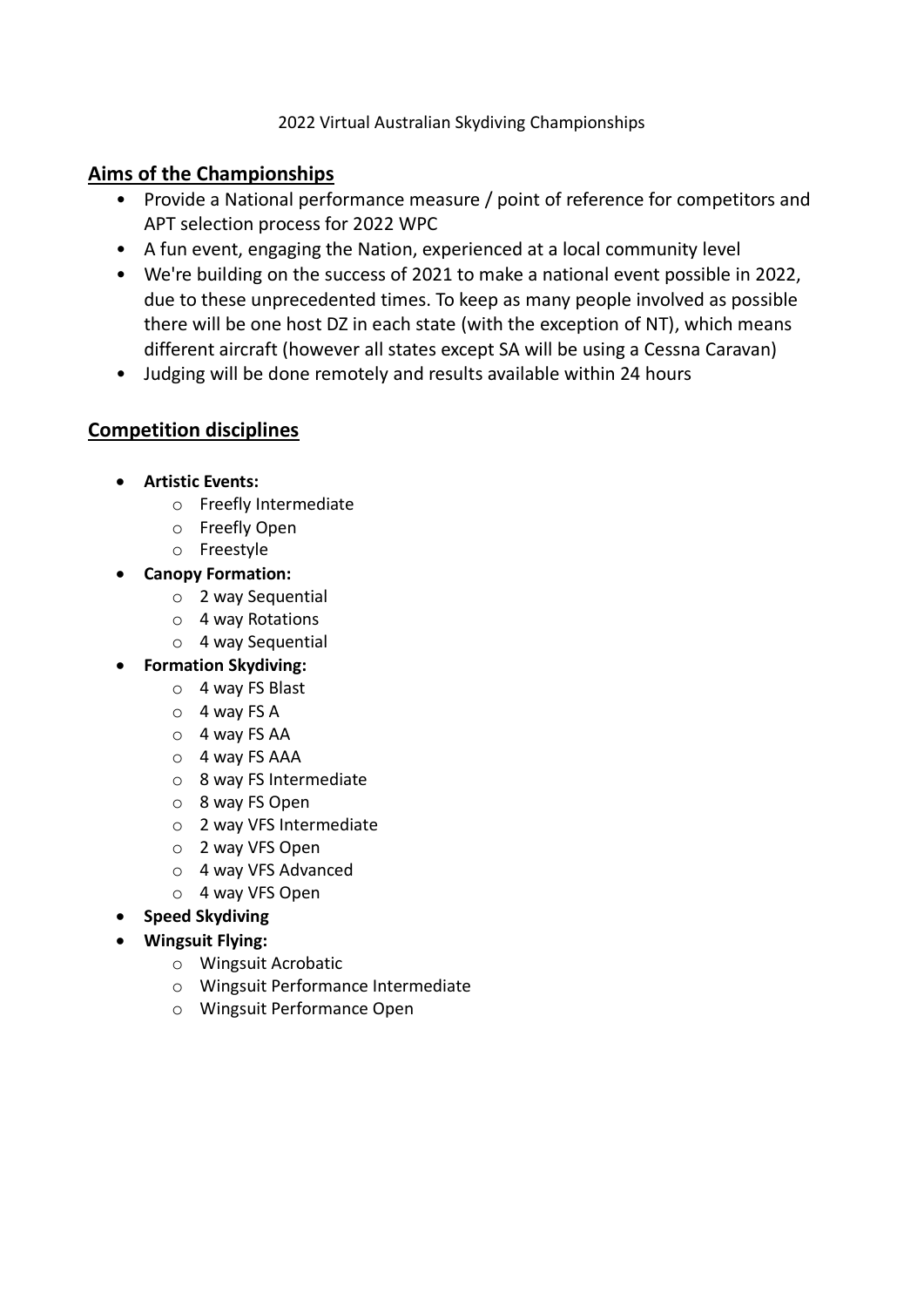2022 Virtual Australian Skydiving Championships

## Aims of the Championships

- Provide a National performance measure / point of reference for competitors and APT selection process for 2022 WPC
- A fun event, engaging the Nation, experienced at a local community level
- We're building on the success of 2021 to make a national event possible in 2022, due to these unprecedented times. To keep as many people involved as possible there will be one host DZ in each state (with the exception of NT), which means different aircraft (however all states except SA will be using a Cessna Caravan)
- Judging will be done remotely and results available within 24 hours

## Competition disciplines

- **Artistic Events:**
  - Freefly Intermediate
  - Freefly Open
  - Freestyle
- **Canopy Formation:**
  - 2 way Sequential
  - 4 way Rotations
  - 4 way Sequential
- **Formation Skydiving:**
  - 4 way FS Blast
  - 4 way FS A
  - 4 way FS AA
  - 4 way FS AAA
  - 8 way FS Intermediate
  - 8 way FS Open
  - 2 way VFS Intermediate
  - 2 way VFS Open
  - 4 way VFS Advanced
  - 4 way VFS Open
- **Speed Skydiving**
- **Wingsuit Flying:**
  - Wingsuit Acrobatic
  - Wingsuit Performance Intermediate
  - Wingsuit Performance Open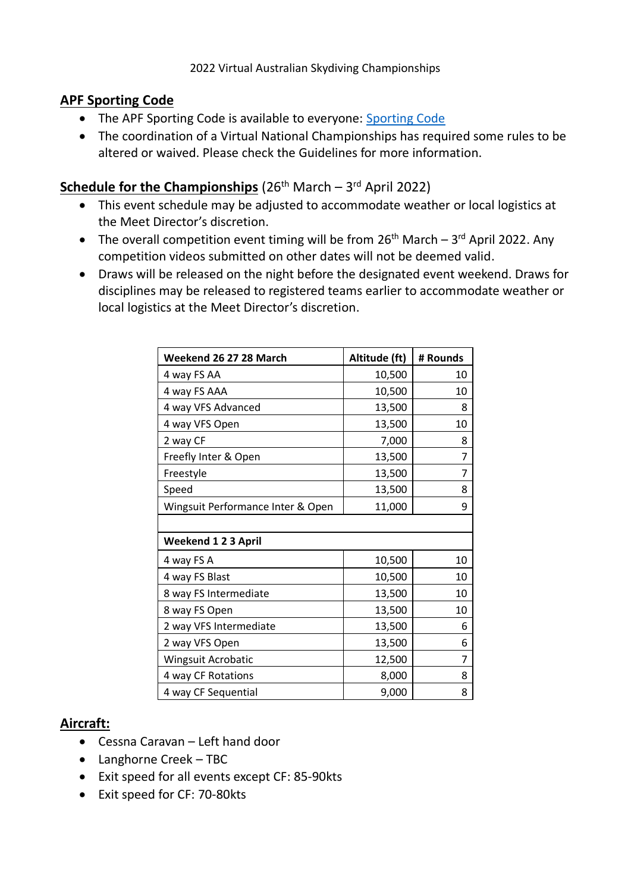2022 Virtual Australian Skydiving Championships

## APF Sporting Code

- The APF Sporting Code is available to everyone: [Sporting Code]()
- The coordination of a Virtual National Championships has required some rules to be altered or waived. Please check the Guidelines for more information.

## Schedule for the Championships (26th March – 3rd April 2022)

- This event schedule may be adjusted to accommodate weather or local logistics at the Meet Director's discretion.
- The overall competition event timing will be from 26th March – 3rd April 2022. Any competition videos submitted on other dates will not be deemed valid.
- Draws will be released on the night before the designated event weekend. Draws for disciplines may be released to registered teams earlier to accommodate weather or local logistics at the Meet Director's discretion.

| Weekend 26 27 28 March | Altitude (ft) | # Rounds |
|---|---|---|
| 4 way FS AA | 10,500 | 10 |
| 4 way FS AAA | 10,500 | 10 |
| 4 way VFS Advanced | 13,500 | 8 |
| 4 way VFS Open | 13,500 | 10 |
| 2 way CF | 7,000 | 8 |
| Freefly Inter & Open | 13,500 | 7 |
| Freestyle | 13,500 | 7 |
| Speed | 13,500 | 8 |
| Wingsuit Performance Inter & Open | 11,000 | 9 |
| | | |
| **Weekend 1 2 3 April** | | |
| 4 way FS A | 10,500 | 10 |
| 4 way FS Blast | 10,500 | 10 |
| 8 way FS Intermediate | 13,500 | 10 |
| 8 way FS Open | 13,500 | 10 |
| 2 way VFS Intermediate | 13,500 | 6 |
| 2 way VFS Open | 13,500 | 6 |
| Wingsuit Acrobatic | 12,500 | 7 |
| 4 way CF Rotations | 8,000 | 8 |
| 4 way CF Sequential | 9,000 | 8 |

## Aircraft:

- Cessna Caravan – Left hand door
- Langhorne Creek – TBC
- Exit speed for all events except CF: 85-90kts
- Exit speed for CF: 70-80kts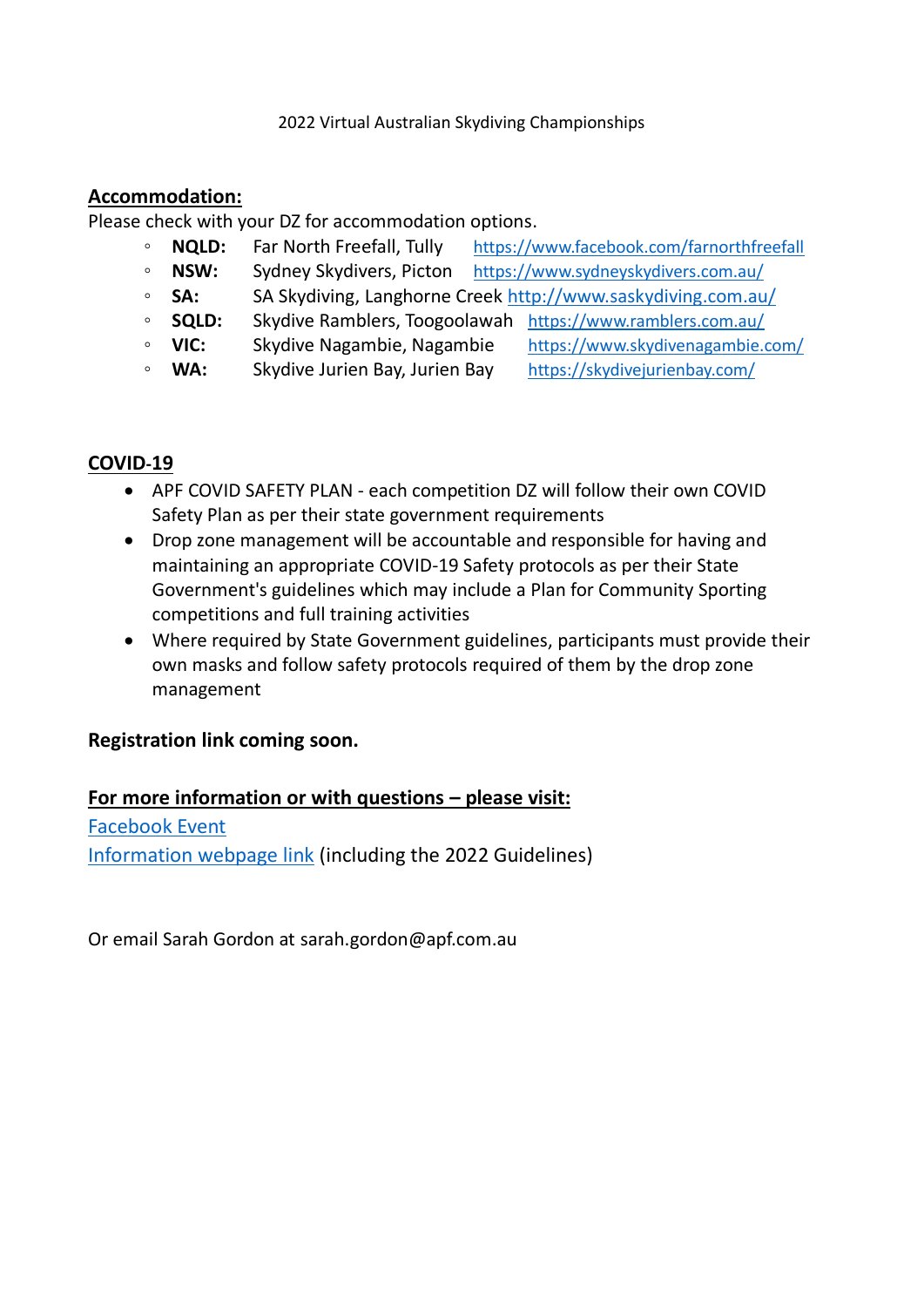2022 Virtual Australian Skydiving Championships

## Accommodation:

Please check with your DZ for accommodation options.

- **NQLD:** Far North Freefall, Tully https://www.facebook.com/farnorthfreefall
- **NSW:** Sydney Skydivers, Picton https://www.sydneyskydivers.com.au/
- **SA:** SA Skydiving, Langhorne Creek http://www.saskydiving.com.au/
- **SQLD:** Skydive Ramblers, Toogoolawah https://www.ramblers.com.au/
- **VIC:** Skydive Nagambie, Nagambie https://www.skydivenagambie.com/
- **WA:** Skydive Jurien Bay, Jurien Bay https://skydivejurienbay.com/

## COVID-19

- APF COVID SAFETY PLAN - each competition DZ will follow their own COVID Safety Plan as per their state government requirements
- Drop zone management will be accountable and responsible for having and maintaining an appropriate COVID-19 Safety protocols as per their State Government's guidelines which may include a Plan for Community Sporting competitions and full training activities
- Where required by State Government guidelines, participants must provide their own masks and follow safety protocols required of them by the drop zone management

**Registration link coming soon.**

**For more information or with questions – please visit:**

Facebook Event

Information webpage link (including the 2022 Guidelines)

Or email Sarah Gordon at sarah.gordon@apf.com.au